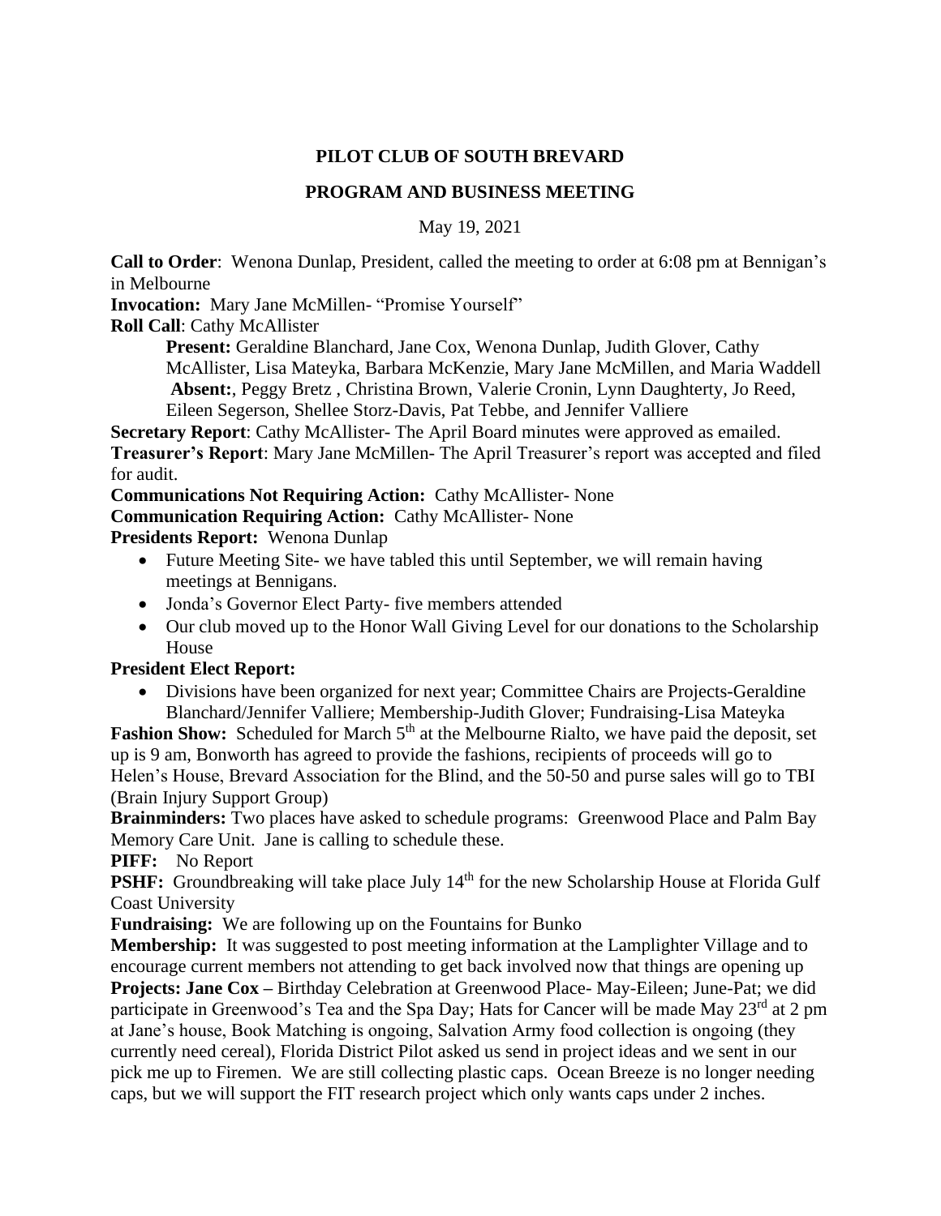# PILOT CLUB OF SOUTH BREVARD

## PROGRAM AND BUSINESS MEETING

May 19, 2021

**Call to Order**: Wenona Dunlap, President, called the meeting to order at 6:08 pm at Bennigan's in Melbourne

**Invocation:** Mary Jane McMillen- "Promise Yourself"

**Roll Call**: Cathy McAllister

**Present:** Geraldine Blanchard, Jane Cox, Wenona Dunlap, Judith Glover, Cathy McAllister, Lisa Mateyka, Barbara McKenzie, Mary Jane McMillen, and Maria Waddell
**Absent:**, Peggy Bretz , Christina Brown, Valerie Cronin, Lynn Daughterty, Jo Reed, Eileen Segerson, Shellee Storz-Davis, Pat Tebbe, and Jennifer Valliere

**Secretary Report**: Cathy McAllister- The April Board minutes were approved as emailed.

**Treasurer's Report**: Mary Jane McMillen- The April Treasurer's report was accepted and filed for audit.

**Communications Not Requiring Action:** Cathy McAllister- None

**Communication Requiring Action:** Cathy McAllister- None

**Presidents Report:** Wenona Dunlap

- Future Meeting Site- we have tabled this until September, we will remain having meetings at Bennigans.
- Jonda's Governor Elect Party- five members attended
- Our club moved up to the Honor Wall Giving Level for our donations to the Scholarship House

**President Elect Report:**

- Divisions have been organized for next year; Committee Chairs are Projects-Geraldine Blanchard/Jennifer Valliere; Membership-Judith Glover; Fundraising-Lisa Mateyka

**Fashion Show:** Scheduled for March 5th at the Melbourne Rialto, we have paid the deposit, set up is 9 am, Bonworth has agreed to provide the fashions, recipients of proceeds will go to Helen's House, Brevard Association for the Blind, and the 50-50 and purse sales will go to TBI (Brain Injury Support Group)

**Brainminders:** Two places have asked to schedule programs: Greenwood Place and Palm Bay Memory Care Unit. Jane is calling to schedule these.

**PIFF:** No Report

**PSHF:** Groundbreaking will take place July 14th for the new Scholarship House at Florida Gulf Coast University

**Fundraising:** We are following up on the Fountains for Bunko

**Membership:** It was suggested to post meeting information at the Lamplighter Village and to encourage current members not attending to get back involved now that things are opening up

**Projects: Jane Cox –** Birthday Celebration at Greenwood Place- May-Eileen; June-Pat; we did participate in Greenwood's Tea and the Spa Day; Hats for Cancer will be made May 23rd at 2 pm at Jane's house, Book Matching is ongoing, Salvation Army food collection is ongoing (they currently need cereal), Florida District Pilot asked us send in project ideas and we sent in our pick me up to Firemen. We are still collecting plastic caps. Ocean Breeze is no longer needing caps, but we will support the FIT research project which only wants caps under 2 inches.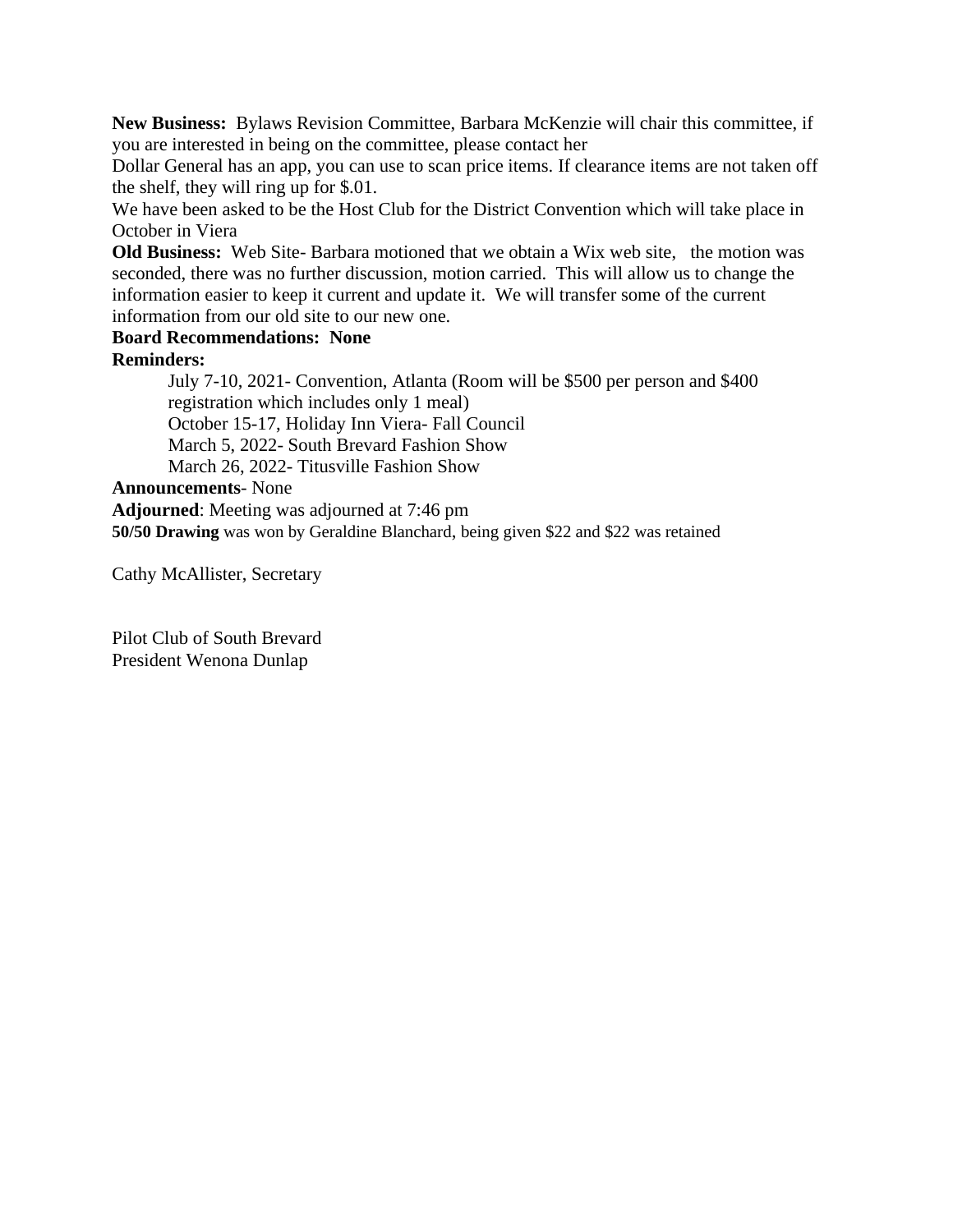**New Business:** Bylaws Revision Committee, Barbara McKenzie will chair this committee, if you are interested in being on the committee, please contact her

Dollar General has an app, you can use to scan price items. If clearance items are not taken off the shelf, they will ring up for $.01.

We have been asked to be the Host Club for the District Convention which will take place in October in Viera

**Old Business:** Web Site- Barbara motioned that we obtain a Wix web site, the motion was seconded, there was no further discussion, motion carried. This will allow us to change the information easier to keep it current and update it. We will transfer some of the current information from our old site to our new one.

**Board Recommendations: None**

**Reminders:**

July 7-10, 2021- Convention, Atlanta (Room will be $500 per person and $400 registration which includes only 1 meal)
October 15-17, Holiday Inn Viera- Fall Council
March 5, 2022- South Brevard Fashion Show
March 26, 2022- Titusville Fashion Show

**Announcements**- None

**Adjourned**: Meeting was adjourned at 7:46 pm

**50/50 Drawing** was won by Geraldine Blanchard, being given $22 and $22 was retained

Cathy McAllister, Secretary

Pilot Club of South Brevard
President Wenona Dunlap